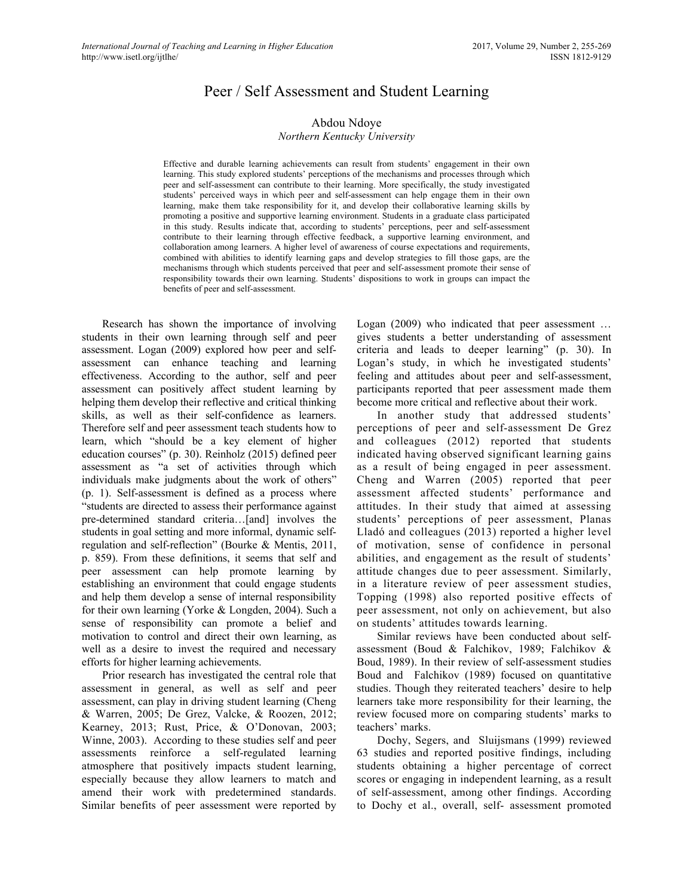# Peer / Self Assessment and Student Learning

Abdou Ndoye
*Northern Kentucky University*

Effective and durable learning achievements can result from students' engagement in their own learning. This study explored students' perceptions of the mechanisms and processes through which peer and self-assessment can contribute to their learning. More specifically, the study investigated students' perceived ways in which peer and self-assessment can help engage them in their own learning, make them take responsibility for it, and develop their collaborative learning skills by promoting a positive and supportive learning environment. Students in a graduate class participated in this study. Results indicate that, according to students' perceptions, peer and self-assessment contribute to their learning through effective feedback, a supportive learning environment, and collaboration among learners. A higher level of awareness of course expectations and requirements, combined with abilities to identify learning gaps and develop strategies to fill those gaps, are the mechanisms through which students perceived that peer and self-assessment promote their sense of responsibility towards their own learning. Students' dispositions to work in groups can impact the benefits of peer and self-assessment.

Research has shown the importance of involving students in their own learning through self and peer assessment. Logan (2009) explored how peer and self-assessment can enhance teaching and learning effectiveness. According to the author, self and peer assessment can positively affect student learning by helping them develop their reflective and critical thinking skills, as well as their self-confidence as learners. Therefore self and peer assessment teach students how to learn, which "should be a key element of higher education courses" (p. 30). Reinholz (2015) defined peer assessment as "a set of activities through which individuals make judgments about the work of others" (p. 1). Self-assessment is defined as a process where "students are directed to assess their performance against pre-determined standard criteria…[and] involves the students in goal setting and more informal, dynamic self-regulation and self-reflection" (Bourke & Mentis, 2011, p. 859). From these definitions, it seems that self and peer assessment can help promote learning by establishing an environment that could engage students and help them develop a sense of internal responsibility for their own learning (Yorke & Longden, 2004). Such a sense of responsibility can promote a belief and motivation to control and direct their own learning, as well as a desire to invest the required and necessary efforts for higher learning achievements.

Prior research has investigated the central role that assessment in general, as well as self and peer assessment, can play in driving student learning (Cheng & Warren, 2005; De Grez, Valcke, & Roozen, 2012; Kearney, 2013; Rust, Price, & O'Donovan, 2003; Winne, 2003). According to these studies self and peer assessments reinforce a self-regulated learning atmosphere that positively impacts student learning, especially because they allow learners to match and amend their work with predetermined standards. Similar benefits of peer assessment were reported by Logan (2009) who indicated that peer assessment … gives students a better understanding of assessment criteria and leads to deeper learning" (p. 30). In Logan's study, in which he investigated students' feeling and attitudes about peer and self-assessment, participants reported that peer assessment made them become more critical and reflective about their work.

In another study that addressed students' perceptions of peer and self-assessment De Grez and colleagues (2012) reported that students indicated having observed significant learning gains as a result of being engaged in peer assessment. Cheng and Warren (2005) reported that peer assessment affected students' performance and attitudes. In their study that aimed at assessing students' perceptions of peer assessment, Planas Lladó and colleagues (2013) reported a higher level of motivation, sense of confidence in personal abilities, and engagement as the result of students' attitude changes due to peer assessment. Similarly, in a literature review of peer assessment studies, Topping (1998) also reported positive effects of peer assessment, not only on achievement, but also on students' attitudes towards learning.

Similar reviews have been conducted about self-assessment (Boud & Falchikov, 1989; Falchikov & Boud, 1989). In their review of self-assessment studies Boud and Falchikov (1989) focused on quantitative studies. Though they reiterated teachers' desire to help learners take more responsibility for their learning, the review focused more on comparing students' marks to teachers' marks.

Dochy, Segers, and Sluijsmans (1999) reviewed 63 studies and reported positive findings, including students obtaining a higher percentage of correct scores or engaging in independent learning, as a result of self-assessment, among other findings. According to Dochy et al., overall, self- assessment promoted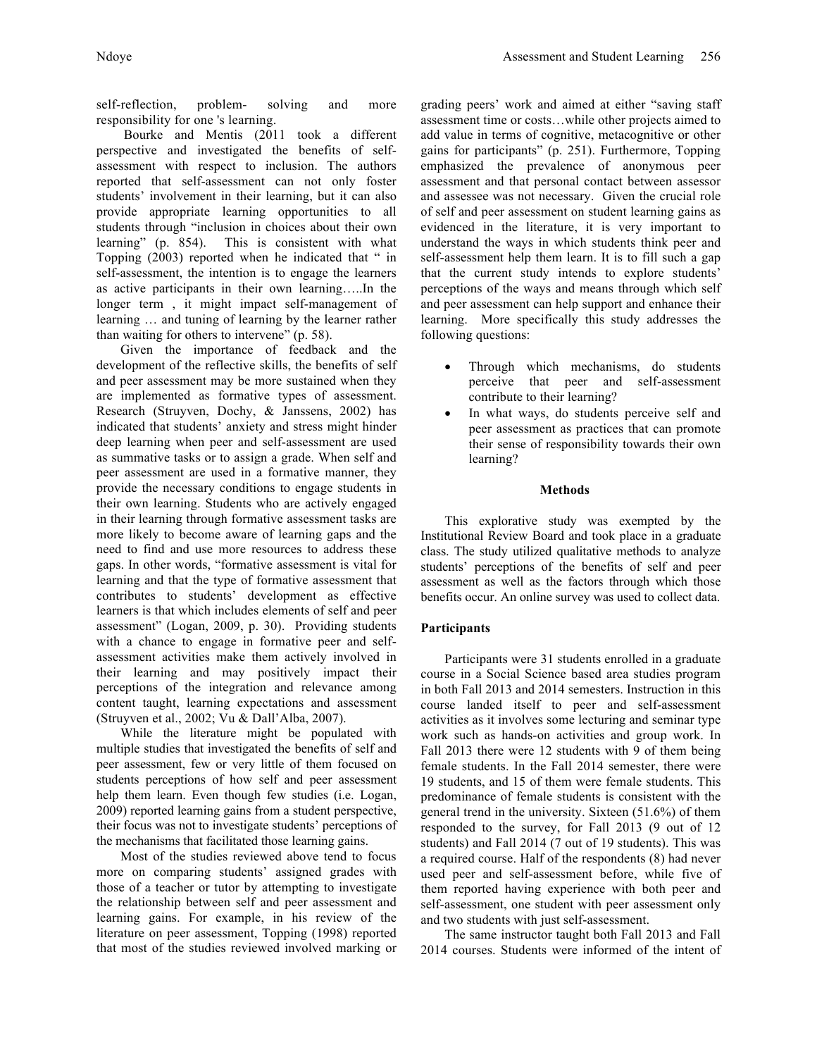self-reflection, problem- solving and more responsibility for one 's learning.

Bourke and Mentis (2011 took a different perspective and investigated the benefits of self-assessment with respect to inclusion. The authors reported that self-assessment can not only foster students' involvement in their learning, but it can also provide appropriate learning opportunities to all students through "inclusion in choices about their own learning" (p. 854). This is consistent with what Topping (2003) reported when he indicated that " in self-assessment, the intention is to engage the learners as active participants in their own learning…..In the longer term , it might impact self-management of learning … and tuning of learning by the learner rather than waiting for others to intervene" (p. 58).

Given the importance of feedback and the development of the reflective skills, the benefits of self and peer assessment may be more sustained when they are implemented as formative types of assessment. Research (Struyven, Dochy, & Janssens, 2002) has indicated that students' anxiety and stress might hinder deep learning when peer and self-assessment are used as summative tasks or to assign a grade. When self and peer assessment are used in a formative manner, they provide the necessary conditions to engage students in their own learning. Students who are actively engaged in their learning through formative assessment tasks are more likely to become aware of learning gaps and the need to find and use more resources to address these gaps. In other words, "formative assessment is vital for learning and that the type of formative assessment that contributes to students' development as effective learners is that which includes elements of self and peer assessment" (Logan, 2009, p. 30). Providing students with a chance to engage in formative peer and self-assessment activities make them actively involved in their learning and may positively impact their perceptions of the integration and relevance among content taught, learning expectations and assessment (Struyven et al., 2002; Vu & Dall'Alba, 2007).

While the literature might be populated with multiple studies that investigated the benefits of self and peer assessment, few or very little of them focused on students perceptions of how self and peer assessment help them learn. Even though few studies (i.e. Logan, 2009) reported learning gains from a student perspective, their focus was not to investigate students' perceptions of the mechanisms that facilitated those learning gains.

Most of the studies reviewed above tend to focus more on comparing students' assigned grades with those of a teacher or tutor by attempting to investigate the relationship between self and peer assessment and learning gains. For example, in his review of the literature on peer assessment, Topping (1998) reported that most of the studies reviewed involved marking or grading peers' work and aimed at either "saving staff assessment time or costs…while other projects aimed to add value in terms of cognitive, metacognitive or other gains for participants" (p. 251). Furthermore, Topping emphasized the prevalence of anonymous peer assessment and that personal contact between assessor and assessee was not necessary. Given the crucial role of self and peer assessment on student learning gains as evidenced in the literature, it is very important to understand the ways in which students think peer and self-assessment help them learn. It is to fill such a gap that the current study intends to explore students' perceptions of the ways and means through which self and peer assessment can help support and enhance their learning. More specifically this study addresses the following questions:

- Through which mechanisms, do students perceive that peer and self-assessment contribute to their learning?
- In what ways, do students perceive self and peer assessment as practices that can promote their sense of responsibility towards their own learning?

## Methods

This explorative study was exempted by the Institutional Review Board and took place in a graduate class. The study utilized qualitative methods to analyze students' perceptions of the benefits of self and peer assessment as well as the factors through which those benefits occur. An online survey was used to collect data.

### Participants

Participants were 31 students enrolled in a graduate course in a Social Science based area studies program in both Fall 2013 and 2014 semesters. Instruction in this course landed itself to peer and self-assessment activities as it involves some lecturing and seminar type work such as hands-on activities and group work. In Fall 2013 there were 12 students with 9 of them being female students. In the Fall 2014 semester, there were 19 students, and 15 of them were female students. This predominance of female students is consistent with the general trend in the university. Sixteen (51.6%) of them responded to the survey, for Fall 2013 (9 out of 12 students) and Fall 2014 (7 out of 19 students). This was a required course. Half of the respondents (8) had never used peer and self-assessment before, while five of them reported having experience with both peer and self-assessment, one student with peer assessment only and two students with just self-assessment.

The same instructor taught both Fall 2013 and Fall 2014 courses. Students were informed of the intent of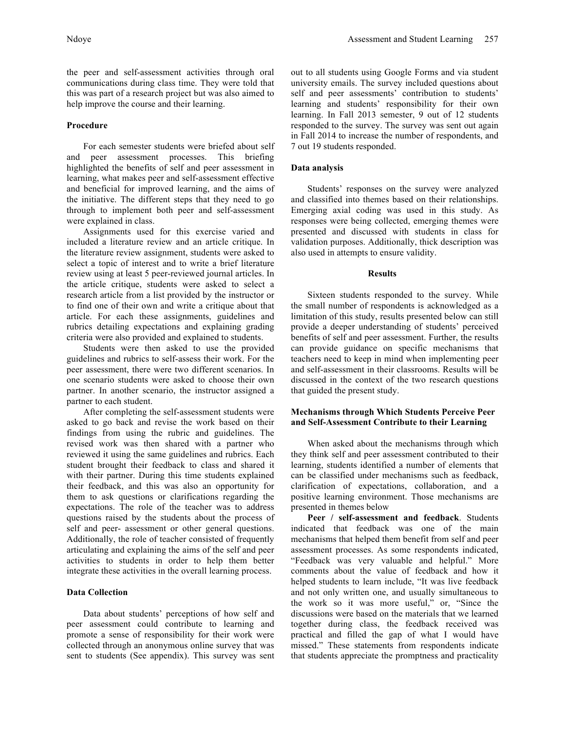the peer and self-assessment activities through oral communications during class time. They were told that this was part of a research project but was also aimed to help improve the course and their learning.

### Procedure

For each semester students were briefed about self and peer assessment processes. This briefing highlighted the benefits of self and peer assessment in learning, what makes peer and self-assessment effective and beneficial for improved learning, and the aims of the initiative. The different steps that they need to go through to implement both peer and self-assessment were explained in class.

Assignments used for this exercise varied and included a literature review and an article critique. In the literature review assignment, students were asked to select a topic of interest and to write a brief literature review using at least 5 peer-reviewed journal articles. In the article critique, students were asked to select a research article from a list provided by the instructor or to find one of their own and write a critique about that article. For each these assignments, guidelines and rubrics detailing expectations and explaining grading criteria were also provided and explained to students.

Students were then asked to use the provided guidelines and rubrics to self-assess their work. For the peer assessment, there were two different scenarios. In one scenario students were asked to choose their own partner. In another scenario, the instructor assigned a partner to each student.

After completing the self-assessment students were asked to go back and revise the work based on their findings from using the rubric and guidelines. The revised work was then shared with a partner who reviewed it using the same guidelines and rubrics. Each student brought their feedback to class and shared it with their partner. During this time students explained their feedback, and this was also an opportunity for them to ask questions or clarifications regarding the expectations. The role of the teacher was to address questions raised by the students about the process of self and peer- assessment or other general questions. Additionally, the role of teacher consisted of frequently articulating and explaining the aims of the self and peer activities to students in order to help them better integrate these activities in the overall learning process.

### Data Collection

Data about students' perceptions of how self and peer assessment could contribute to learning and promote a sense of responsibility for their work were collected through an anonymous online survey that was sent to students (See appendix). This survey was sent out to all students using Google Forms and via student university emails. The survey included questions about self and peer assessments' contribution to students' learning and students' responsibility for their own learning. In Fall 2013 semester, 9 out of 12 students responded to the survey. The survey was sent out again in Fall 2014 to increase the number of respondents, and 7 out 19 students responded.

### Data analysis

Students' responses on the survey were analyzed and classified into themes based on their relationships. Emerging axial coding was used in this study. As responses were being collected, emerging themes were presented and discussed with students in class for validation purposes. Additionally, thick description was also used in attempts to ensure validity.

## Results

Sixteen students responded to the survey. While the small number of respondents is acknowledged as a limitation of this study, results presented below can still provide a deeper understanding of students' perceived benefits of self and peer assessment. Further, the results can provide guidance on specific mechanisms that teachers need to keep in mind when implementing peer and self-assessment in their classrooms. Results will be discussed in the context of the two research questions that guided the present study.

### Mechanisms through Which Students Perceive Peer and Self-Assessment Contribute to their Learning

When asked about the mechanisms through which they think self and peer assessment contributed to their learning, students identified a number of elements that can be classified under mechanisms such as feedback, clarification of expectations, collaboration, and a positive learning environment. Those mechanisms are presented in themes below

**Peer / self-assessment and feedback**. Students indicated that feedback was one of the main mechanisms that helped them benefit from self and peer assessment processes. As some respondents indicated, "Feedback was very valuable and helpful." More comments about the value of feedback and how it helped students to learn include, "It was live feedback and not only written one, and usually simultaneous to the work so it was more useful," or, "Since the discussions were based on the materials that we learned together during class, the feedback received was practical and filled the gap of what I would have missed." These statements from respondents indicate that students appreciate the promptness and practicality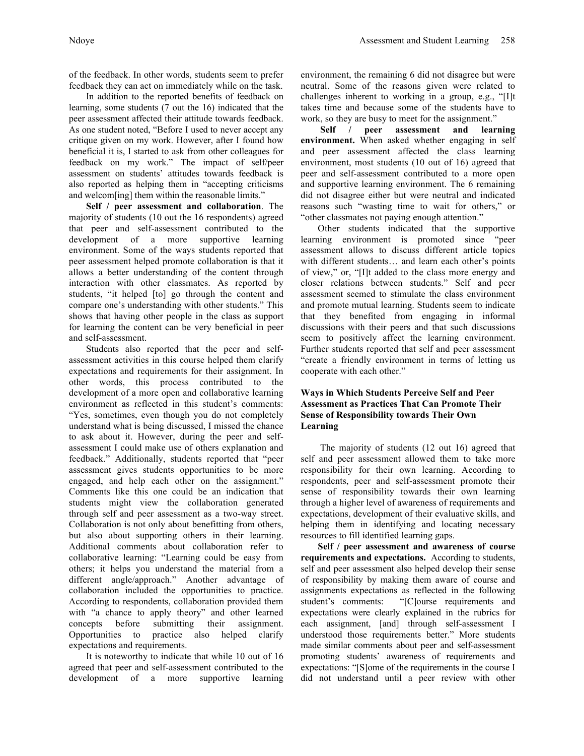of the feedback. In other words, students seem to prefer feedback they can act on immediately while on the task.

In addition to the reported benefits of feedback on learning, some students (7 out the 16) indicated that the peer assessment affected their attitude towards feedback. As one student noted, "Before I used to never accept any critique given on my work. However, after I found how beneficial it is, I started to ask from other colleagues for feedback on my work." The impact of self/peer assessment on students' attitudes towards feedback is also reported as helping them in "accepting criticisms and welcom[ing] them within the reasonable limits."

**Self / peer assessment and collaboration**. The majority of students (10 out the 16 respondents) agreed that peer and self-assessment contributed to the development of a more supportive learning environment. Some of the ways students reported that peer assessment helped promote collaboration is that it allows a better understanding of the content through interaction with other classmates. As reported by students, "it helped [to] go through the content and compare one's understanding with other students." This shows that having other people in the class as support for learning the content can be very beneficial in peer and self-assessment.

Students also reported that the peer and self-assessment activities in this course helped them clarify expectations and requirements for their assignment. In other words, this process contributed to the development of a more open and collaborative learning environment as reflected in this student's comments: "Yes, sometimes, even though you do not completely understand what is being discussed, I missed the chance to ask about it. However, during the peer and self-assessment I could make use of others explanation and feedback." Additionally, students reported that "peer assessment gives students opportunities to be more engaged, and help each other on the assignment." Comments like this one could be an indication that students might view the collaboration generated through self and peer assessment as a two-way street. Collaboration is not only about benefitting from others, but also about supporting others in their learning. Additional comments about collaboration refer to collaborative learning: "Learning could be easy from others; it helps you understand the material from a different angle/approach." Another advantage of collaboration included the opportunities to practice. According to respondents, collaboration provided them with "a chance to apply theory" and other learned concepts before submitting their assignment. Opportunities to practice also helped clarify expectations and requirements.

It is noteworthy to indicate that while 10 out of 16 agreed that peer and self-assessment contributed to the development of a more supportive learning environment, the remaining 6 did not disagree but were neutral. Some of the reasons given were related to challenges inherent to working in a group, e.g., "[I]t takes time and because some of the students have to work, so they are busy to meet for the assignment."

**Self / peer assessment and learning environment.** When asked whether engaging in self and peer assessment affected the class learning environment, most students (10 out of 16) agreed that peer and self-assessment contributed to a more open and supportive learning environment. The 6 remaining did not disagree either but were neutral and indicated reasons such "wasting time to wait for others," or "other classmates not paying enough attention."

Other students indicated that the supportive learning environment is promoted since "peer assessment allows to discuss different article topics with different students… and learn each other's points of view," or, "[I]t added to the class more energy and closer relations between students." Self and peer assessment seemed to stimulate the class environment and promote mutual learning. Students seem to indicate that they benefited from engaging in informal discussions with their peers and that such discussions seem to positively affect the learning environment. Further students reported that self and peer assessment "create a friendly environment in terms of letting us cooperate with each other."

### Ways in Which Students Perceive Self and Peer Assessment as Practices That Can Promote Their Sense of Responsibility towards Their Own Learning

The majority of students (12 out 16) agreed that self and peer assessment allowed them to take more responsibility for their own learning. According to respondents, peer and self-assessment promote their sense of responsibility towards their own learning through a higher level of awareness of requirements and expectations, development of their evaluative skills, and helping them in identifying and locating necessary resources to fill identified learning gaps.

**Self / peer assessment and awareness of course requirements and expectations.** According to students, self and peer assessment also helped develop their sense of responsibility by making them aware of course and assignments expectations as reflected in the following student's comments: "[C]ourse requirements and expectations were clearly explained in the rubrics for each assignment, [and] through self-assessment I understood those requirements better." More students made similar comments about peer and self-assessment promoting students' awareness of requirements and expectations: "[S]ome of the requirements in the course I did not understand until a peer review with other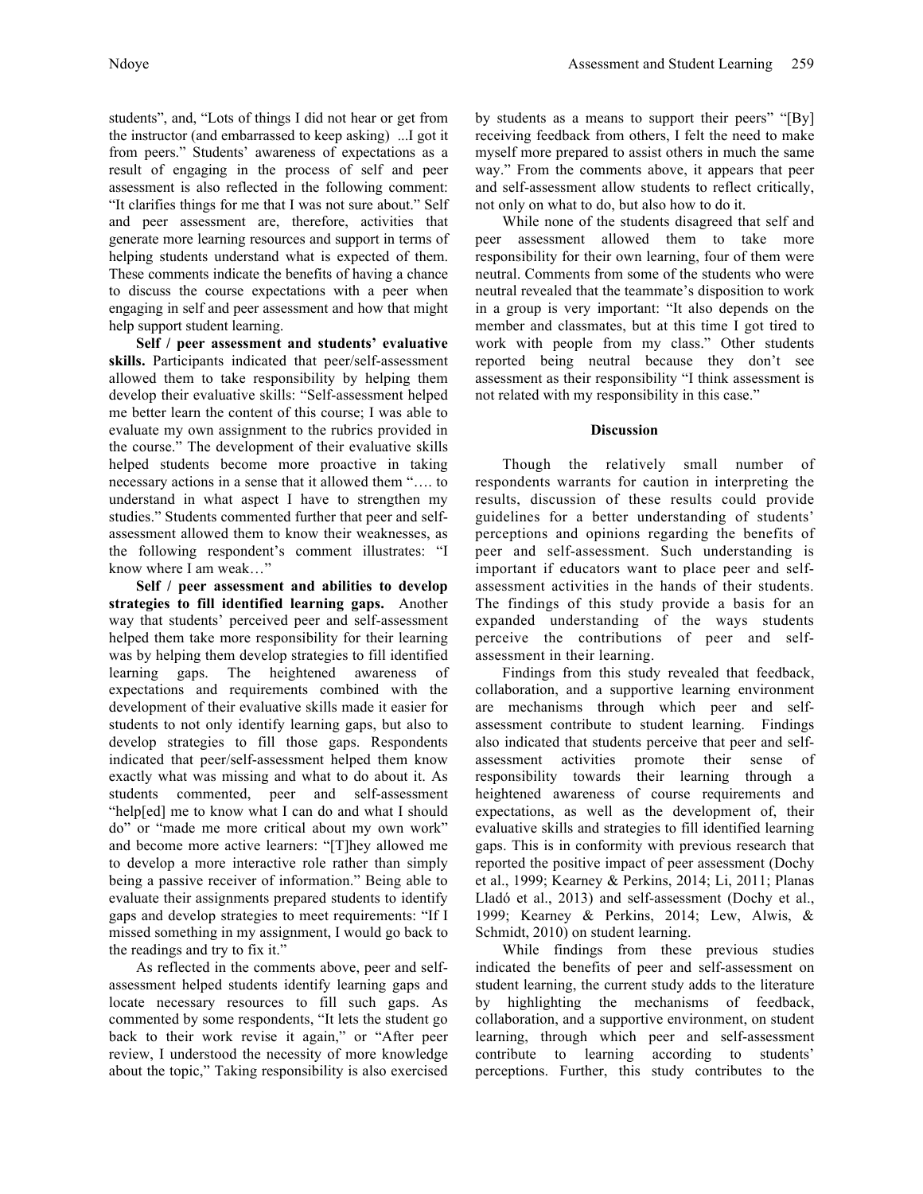students", and, "Lots of things I did not hear or get from the instructor (and embarrassed to keep asking) ...I got it from peers." Students' awareness of expectations as a result of engaging in the process of self and peer assessment is also reflected in the following comment: "It clarifies things for me that I was not sure about." Self and peer assessment are, therefore, activities that generate more learning resources and support in terms of helping students understand what is expected of them. These comments indicate the benefits of having a chance to discuss the course expectations with a peer when engaging in self and peer assessment and how that might help support student learning.

**Self / peer assessment and students' evaluative skills.** Participants indicated that peer/self-assessment allowed them to take responsibility by helping them develop their evaluative skills: "Self-assessment helped me better learn the content of this course; I was able to evaluate my own assignment to the rubrics provided in the course." The development of their evaluative skills helped students become more proactive in taking necessary actions in a sense that it allowed them "…. to understand in what aspect I have to strengthen my studies." Students commented further that peer and self-assessment allowed them to know their weaknesses, as the following respondent's comment illustrates: "I know where I am weak…"

**Self / peer assessment and abilities to develop strategies to fill identified learning gaps.** Another way that students' perceived peer and self-assessment helped them take more responsibility for their learning was by helping them develop strategies to fill identified learning gaps. The heightened awareness of expectations and requirements combined with the development of their evaluative skills made it easier for students to not only identify learning gaps, but also to develop strategies to fill those gaps. Respondents indicated that peer/self-assessment helped them know exactly what was missing and what to do about it. As students commented, peer and self-assessment "help[ed] me to know what I can do and what I should do" or "made me more critical about my own work" and become more active learners: "[T]hey allowed me to develop a more interactive role rather than simply being a passive receiver of information." Being able to evaluate their assignments prepared students to identify gaps and develop strategies to meet requirements: "If I missed something in my assignment, I would go back to the readings and try to fix it."

As reflected in the comments above, peer and self-assessment helped students identify learning gaps and locate necessary resources to fill such gaps. As commented by some respondents, "It lets the student go back to their work revise it again," or "After peer review, I understood the necessity of more knowledge about the topic," Taking responsibility is also exercised by students as a means to support their peers" "[By] receiving feedback from others, I felt the need to make myself more prepared to assist others in much the same way." From the comments above, it appears that peer and self-assessment allow students to reflect critically, not only on what to do, but also how to do it.

While none of the students disagreed that self and peer assessment allowed them to take more responsibility for their own learning, four of them were neutral. Comments from some of the students who were neutral revealed that the teammate's disposition to work in a group is very important: "It also depends on the member and classmates, but at this time I got tired to work with people from my class." Other students reported being neutral because they don't see assessment as their responsibility "I think assessment is not related with my responsibility in this case."

## Discussion

Though the relatively small number of respondents warrants for caution in interpreting the results, discussion of these results could provide guidelines for a better understanding of students' perceptions and opinions regarding the benefits of peer and self-assessment. Such understanding is important if educators want to place peer and self-assessment activities in the hands of their students. The findings of this study provide a basis for an expanded understanding of the ways students perceive the contributions of peer and self-assessment in their learning.

Findings from this study revealed that feedback, collaboration, and a supportive learning environment are mechanisms through which peer and self-assessment contribute to student learning. Findings also indicated that students perceive that peer and self-assessment activities promote their sense of responsibility towards their learning through a heightened awareness of course requirements and expectations, as well as the development of, their evaluative skills and strategies to fill identified learning gaps. This is in conformity with previous research that reported the positive impact of peer assessment (Dochy et al., 1999; Kearney & Perkins, 2014; Li, 2011; Planas Lladó et al., 2013) and self-assessment (Dochy et al., 1999; Kearney & Perkins, 2014; Lew, Alwis, & Schmidt, 2010) on student learning.

While findings from these previous studies indicated the benefits of peer and self-assessment on student learning, the current study adds to the literature by highlighting the mechanisms of feedback, collaboration, and a supportive environment, on student learning, through which peer and self-assessment contribute to learning according to students' perceptions. Further, this study contributes to the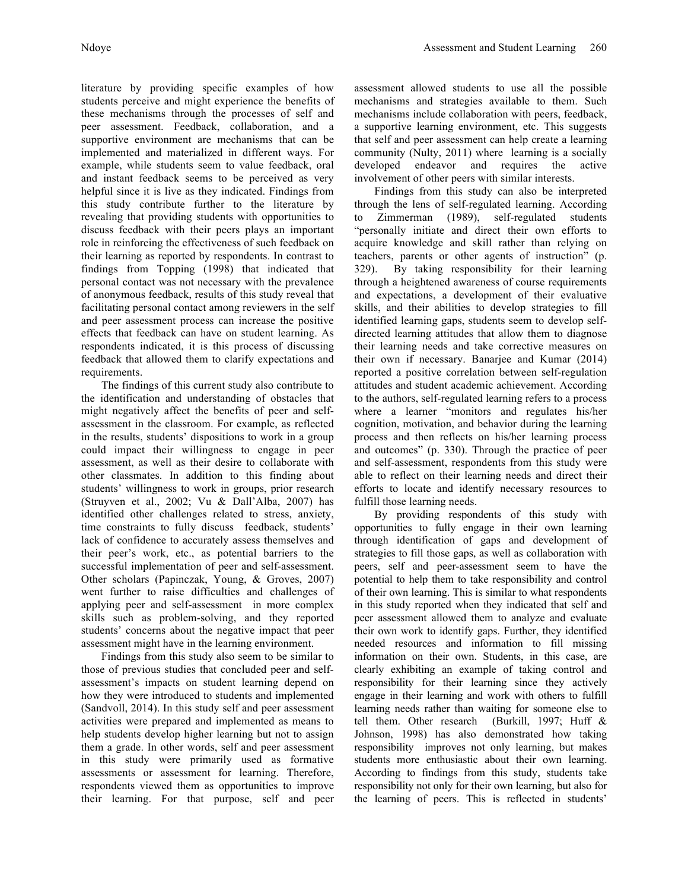literature by providing specific examples of how students perceive and might experience the benefits of these mechanisms through the processes of self and peer assessment. Feedback, collaboration, and a supportive environment are mechanisms that can be implemented and materialized in different ways. For example, while students seem to value feedback, oral and instant feedback seems to be perceived as very helpful since it is live as they indicated. Findings from this study contribute further to the literature by revealing that providing students with opportunities to discuss feedback with their peers plays an important role in reinforcing the effectiveness of such feedback on their learning as reported by respondents. In contrast to findings from Topping (1998) that indicated that personal contact was not necessary with the prevalence of anonymous feedback, results of this study reveal that facilitating personal contact among reviewers in the self and peer assessment process can increase the positive effects that feedback can have on student learning. As respondents indicated, it is this process of discussing feedback that allowed them to clarify expectations and requirements.

The findings of this current study also contribute to the identification and understanding of obstacles that might negatively affect the benefits of peer and self-assessment in the classroom. For example, as reflected in the results, students' dispositions to work in a group could impact their willingness to engage in peer assessment, as well as their desire to collaborate with other classmates. In addition to this finding about students' willingness to work in groups, prior research (Struyven et al., 2002; Vu & Dall'Alba, 2007) has identified other challenges related to stress, anxiety, time constraints to fully discuss feedback, students' lack of confidence to accurately assess themselves and their peer's work, etc., as potential barriers to the successful implementation of peer and self-assessment. Other scholars (Papinczak, Young, & Groves, 2007) went further to raise difficulties and challenges of applying peer and self-assessment in more complex skills such as problem-solving, and they reported students' concerns about the negative impact that peer assessment might have in the learning environment.

Findings from this study also seem to be similar to those of previous studies that concluded peer and self-assessment's impacts on student learning depend on how they were introduced to students and implemented (Sandvoll, 2014). In this study self and peer assessment activities were prepared and implemented as means to help students develop higher learning but not to assign them a grade. In other words, self and peer assessment in this study were primarily used as formative assessments or assessment for learning. Therefore, respondents viewed them as opportunities to improve their learning. For that purpose, self and peer assessment allowed students to use all the possible mechanisms and strategies available to them. Such mechanisms include collaboration with peers, feedback, a supportive learning environment, etc. This suggests that self and peer assessment can help create a learning community (Nulty, 2011) where learning is a socially developed endeavor and requires the active involvement of other peers with similar interests.

Findings from this study can also be interpreted through the lens of self-regulated learning. According to Zimmerman (1989), self-regulated students "personally initiate and direct their own efforts to acquire knowledge and skill rather than relying on teachers, parents or other agents of instruction" (p. 329). By taking responsibility for their learning through a heightened awareness of course requirements and expectations, a development of their evaluative skills, and their abilities to develop strategies to fill identified learning gaps, students seem to develop self-directed learning attitudes that allow them to diagnose their learning needs and take corrective measures on their own if necessary. Banarjee and Kumar (2014) reported a positive correlation between self-regulation attitudes and student academic achievement. According to the authors, self-regulated learning refers to a process where a learner "monitors and regulates his/her cognition, motivation, and behavior during the learning process and then reflects on his/her learning process and outcomes" (p. 330). Through the practice of peer and self-assessment, respondents from this study were able to reflect on their learning needs and direct their efforts to locate and identify necessary resources to fulfill those learning needs.

By providing respondents of this study with opportunities to fully engage in their own learning through identification of gaps and development of strategies to fill those gaps, as well as collaboration with peers, self and peer-assessment seem to have the potential to help them to take responsibility and control of their own learning. This is similar to what respondents in this study reported when they indicated that self and peer assessment allowed them to analyze and evaluate their own work to identify gaps. Further, they identified needed resources and information to fill missing information on their own. Students, in this case, are clearly exhibiting an example of taking control and responsibility for their learning since they actively engage in their learning and work with others to fulfill learning needs rather than waiting for someone else to tell them. Other research (Burkill, 1997; Huff & Johnson, 1998) has also demonstrated how taking responsibility improves not only learning, but makes students more enthusiastic about their own learning. According to findings from this study, students take responsibility not only for their own learning, but also for the learning of peers. This is reflected in students'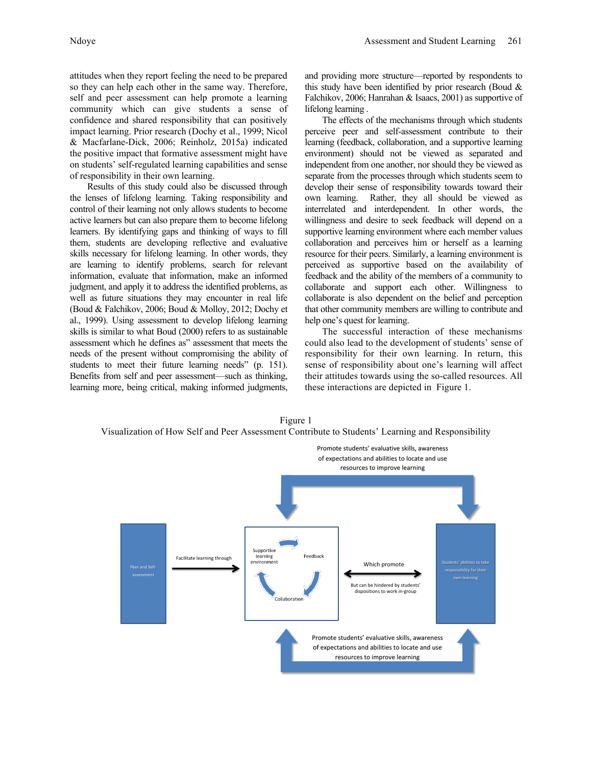attitudes when they report feeling the need to be prepared so they can help each other in the same way. Therefore, self and peer assessment can help promote a learning community which can give students a sense of confidence and shared responsibility that can positively impact learning. Prior research (Dochy et al., 1999; Nicol & Macfarlane-Dick, 2006; Reinholz, 2015a) indicated the positive impact that formative assessment might have on students' self-regulated learning capabilities and sense of responsibility in their own learning.

Results of this study could also be discussed through the lenses of lifelong learning. Taking responsibility and control of their learning not only allows students to become active learners but can also prepare them to become lifelong learners. By identifying gaps and thinking of ways to fill them, students are developing reflective and evaluative skills necessary for lifelong learning. In other words, they are learning to identify problems, search for relevant information, evaluate that information, make an informed judgment, and apply it to address the identified problems, as well as future situations they may encounter in real life (Boud & Falchikov, 2006; Boud & Molloy, 2012; Dochy et al., 1999). Using assessment to develop lifelong learning skills is similar to what Boud (2000) refers to as sustainable assessment which he defines as" assessment that meets the needs of the present without compromising the ability of students to meet their future learning needs" (p. 151). Benefits from self and peer assessment—such as thinking, learning more, being critical, making informed judgments, and providing more structure—reported by respondents to this study have been identified by prior research (Boud & Falchikov, 2006; Hanrahan & Isaacs, 2001) as supportive of lifelong learning .

The effects of the mechanisms through which students perceive peer and self-assessment contribute to their learning (feedback, collaboration, and a supportive learning environment) should not be viewed as separated and independent from one another, nor should they be viewed as separate from the processes through which students seem to develop their sense of responsibility towards toward their own learning. Rather, they all should be viewed as interrelated and interdependent. In other words, the willingness and desire to seek feedback will depend on a supportive learning environment where each member values collaboration and perceives him or herself as a learning resource for their peers. Similarly, a learning environment is perceived as supportive based on the availability of feedback and the ability of the members of a community to collaborate and support each other. Willingness to collaborate is also dependent on the belief and perception that other community members are willing to contribute and help one's quest for learning.

The successful interaction of these mechanisms could also lead to the development of students' sense of responsibility for their own learning. In return, this sense of responsibility about one's learning will affect their attitudes towards using the so-called resources. All these interactions are depicted in Figure 1.

Figure 1
Visualization of How Self and Peer Assessment Contribute to Students' Learning and Responsibility

Promote students' evaluative skills, awareness of expectations and abilities to locate and use resources to improve learning

Peer and Self-assessment

Facilitate learning through

Supportive learning environment

Feedback

Collaboration

Which promote

But can be hindered by students' dispositions to work in-group

Students' abilities to take responsibility for their own learning

Promote students' evaluative skills, awareness of expectations and abilities to locate and use resources to improve learning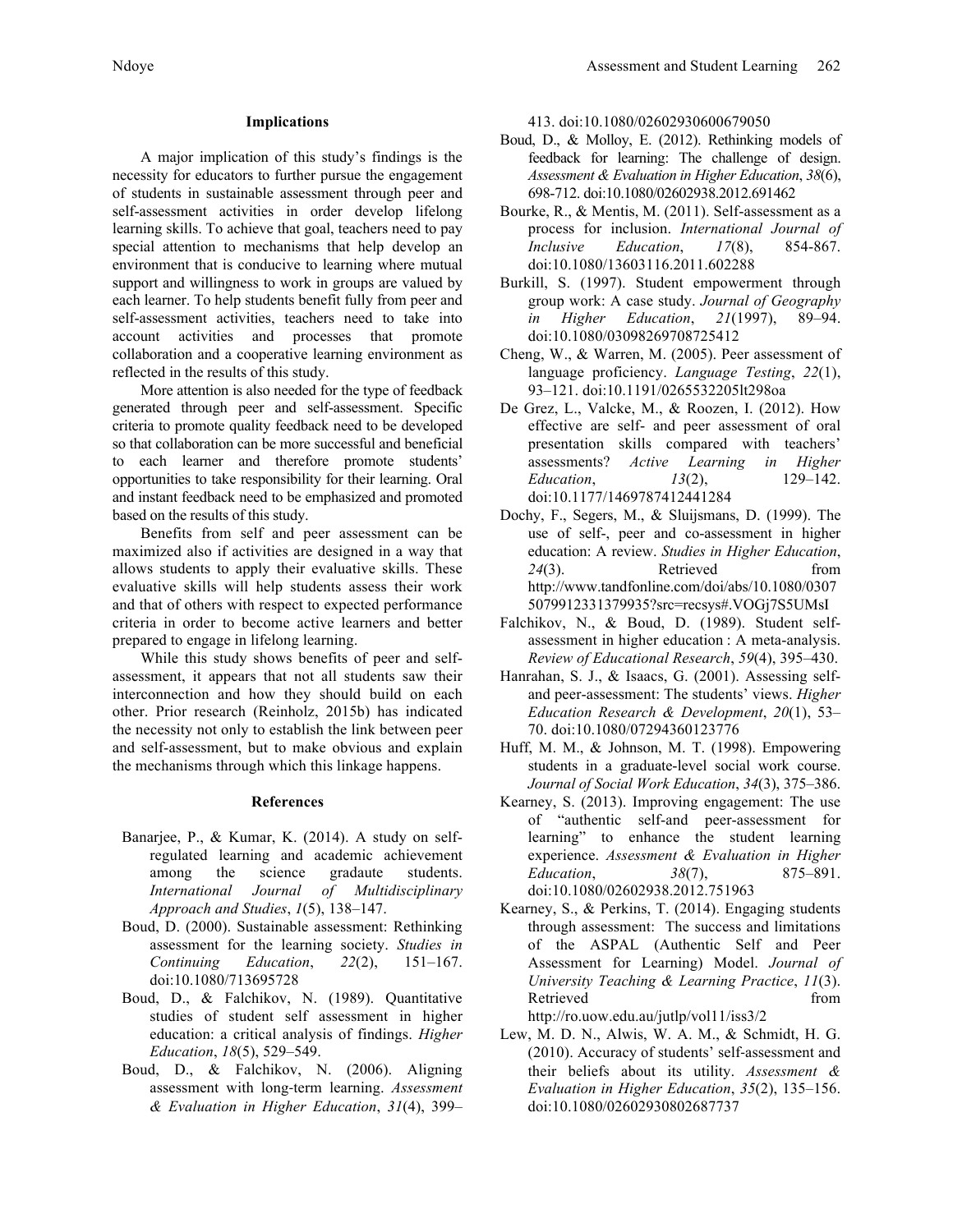### Implications

A major implication of this study's findings is the necessity for educators to further pursue the engagement of students in sustainable assessment through peer and self-assessment activities in order develop lifelong learning skills. To achieve that goal, teachers need to pay special attention to mechanisms that help develop an environment that is conducive to learning where mutual support and willingness to work in groups are valued by each learner. To help students benefit fully from peer and self-assessment activities, teachers need to take into account activities and processes that promote collaboration and a cooperative learning environment as reflected in the results of this study.

More attention is also needed for the type of feedback generated through peer and self-assessment. Specific criteria to promote quality feedback need to be developed so that collaboration can be more successful and beneficial to each learner and therefore promote students' opportunities to take responsibility for their learning. Oral and instant feedback need to be emphasized and promoted based on the results of this study.

Benefits from self and peer assessment can be maximized also if activities are designed in a way that allows students to apply their evaluative skills. These evaluative skills will help students assess their work and that of others with respect to expected performance criteria in order to become active learners and better prepared to engage in lifelong learning.

While this study shows benefits of peer and self-assessment, it appears that not all students saw their interconnection and how they should build on each other. Prior research (Reinholz, 2015b) has indicated the necessity not only to establish the link between peer and self-assessment, but to make obvious and explain the mechanisms through which this linkage happens.

### References

Banarjee, P., & Kumar, K. (2014). A study on self-regulated learning and academic achievement among the science gradaute students. *International Journal of Multidisciplinary Approach and Studies*, *1*(5), 138–147.

Boud, D. (2000). Sustainable assessment: Rethinking assessment for the learning society. *Studies in Continuing Education*, *22*(2), 151–167. doi:10.1080/713695728

Boud, D., & Falchikov, N. (1989). Quantitative studies of student self assessment in higher education: a critical analysis of findings. *Higher Education*, *18*(5), 529–549.

Boud, D., & Falchikov, N. (2006). Aligning assessment with long-term learning. *Assessment & Evaluation in Higher Education*, *31*(4), 399–413. doi:10.1080/02602930600679050

Boud, D., & Molloy, E. (2012). Rethinking models of feedback for learning: The challenge of design. *Assessment & Evaluation in Higher Education*, *38*(6), 698-712. doi:10.1080/02602938.2012.691462

Bourke, R., & Mentis, M. (2011). Self-assessment as a process for inclusion. *International Journal of Inclusive Education*, *17*(8), 854-867. doi:10.1080/13603116.2011.602288

Burkill, S. (1997). Student empowerment through group work: A case study. *Journal of Geography in Higher Education*, *21*(1997), 89–94. doi:10.1080/03098269708725412

Cheng, W., & Warren, M. (2005). Peer assessment of language proficiency. *Language Testing*, *22*(1), 93–121. doi:10.1191/0265532205lt298oa

De Grez, L., Valcke, M., & Roozen, I. (2012). How effective are self- and peer assessment of oral presentation skills compared with teachers' assessments? *Active Learning in Higher Education*, *13*(2), 129–142. doi:10.1177/1469787412441284

Dochy, F., Segers, M., & Sluijsmans, D. (1999). The use of self-, peer and co-assessment in higher education: A review. *Studies in Higher Education*, *24*(3). Retrieved from http://www.tandfonline.com/doi/abs/10.1080/03075079912331379935?src=recsys#.VOGj7S5UMsI

Falchikov, N., & Boud, D. (1989). Student self-assessment in higher education : A meta-analysis. *Review of Educational Research*, *59*(4), 395–430.

Hanrahan, S. J., & Isaacs, G. (2001). Assessing self- and peer-assessment: The students' views. *Higher Education Research & Development*, *20*(1), 53–70. doi:10.1080/07294360123776

Huff, M. M., & Johnson, M. T. (1998). Empowering students in a graduate-level social work course. *Journal of Social Work Education*, *34*(3), 375–386.

Kearney, S. (2013). Improving engagement: The use of "authentic self-and peer-assessment for learning" to enhance the student learning experience. *Assessment & Evaluation in Higher Education*, *38*(7), 875–891. doi:10.1080/02602938.2012.751963

Kearney, S., & Perkins, T. (2014). Engaging students through assessment: The success and limitations of the ASPAL (Authentic Self and Peer Assessment for Learning) Model. *Journal of University Teaching & Learning Practice*, *11*(3). Retrieved from http://ro.uow.edu.au/jutlp/vol11/iss3/2

Lew, M. D. N., Alwis, W. A. M., & Schmidt, H. G. (2010). Accuracy of students' self-assessment and their beliefs about its utility. *Assessment & Evaluation in Higher Education*, *35*(2), 135–156. doi:10.1080/02602930802687737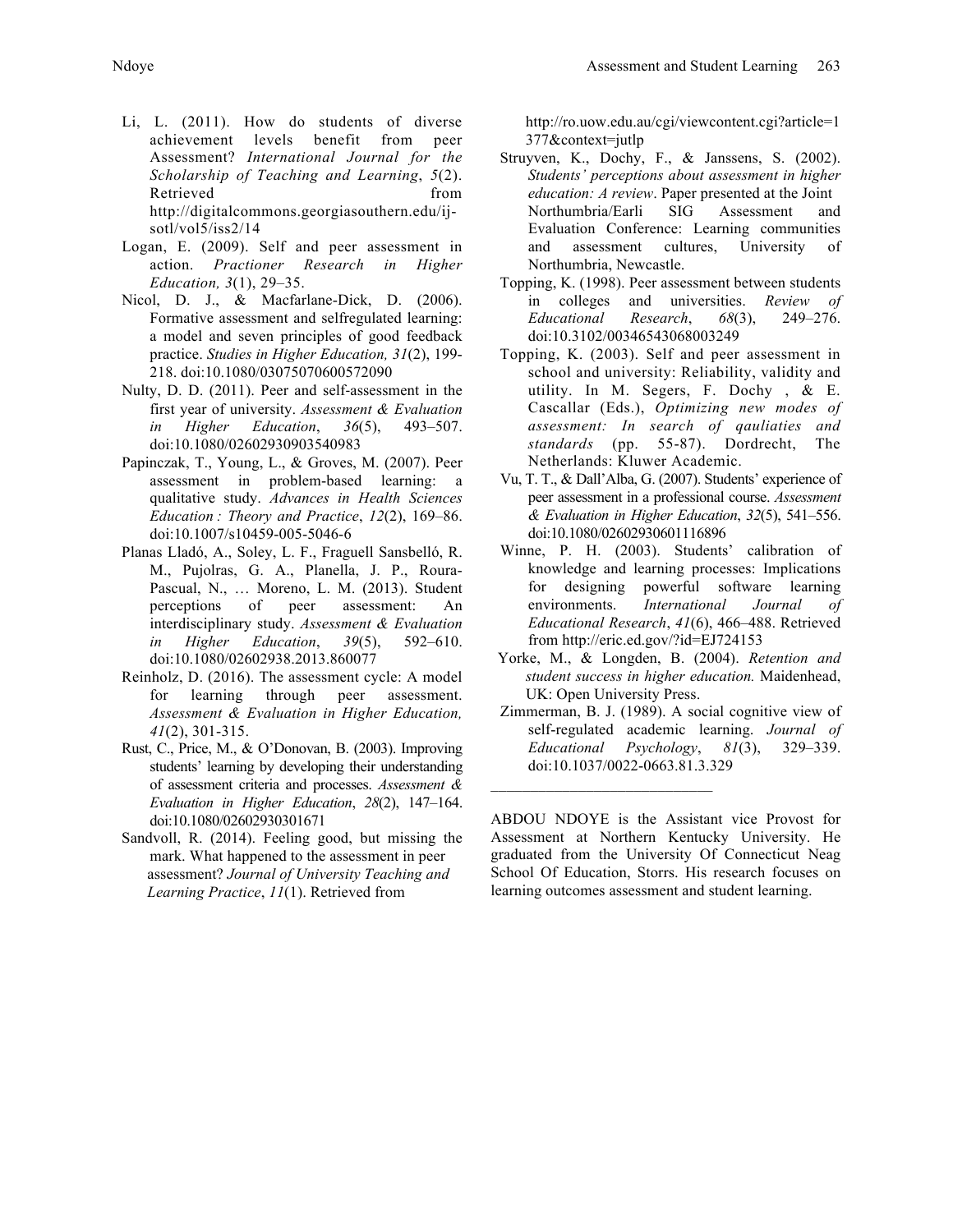Li, L. (2011). How do students of diverse achievement levels benefit from peer Assessment? *International Journal for the Scholarship of Teaching and Learning*, *5*(2). Retrieved from http://digitalcommons.georgiasouthern.edu/ij-sotl/vol5/iss2/14

Logan, E. (2009). Self and peer assessment in action. *Practioner Research in Higher Education, 3*(1), 29–35.

Nicol, D. J., & Macfarlane-Dick, D. (2006). Formative assessment and selfregulated learning: a model and seven principles of good feedback practice. *Studies in Higher Education, 31*(2), 199-218. doi:10.1080/03075070600572090

Nulty, D. D. (2011). Peer and self-assessment in the first year of university. *Assessment & Evaluation in Higher Education*, *36*(5), 493–507. doi:10.1080/02602930903540983

Papinczak, T., Young, L., & Groves, M. (2007). Peer assessment in problem-based learning: a qualitative study. *Advances in Health Sciences Education : Theory and Practice*, *12*(2), 169–86. doi:10.1007/s10459-005-5046-6

Planas Lladó, A., Soley, L. F., Fraguell Sansbelló, R. M., Pujolras, G. A., Planella, J. P., Roura-Pascual, N., … Moreno, L. M. (2013). Student perceptions of peer assessment: An interdisciplinary study. *Assessment & Evaluation in Higher Education*, *39*(5), 592–610. doi:10.1080/02602938.2013.860077

Reinholz, D. (2016). The assessment cycle: A model for learning through peer assessment. *Assessment & Evaluation in Higher Education, 41*(2), 301-315.

Rust, C., Price, M., & O'Donovan, B. (2003). Improving students' learning by developing their understanding of assessment criteria and processes. *Assessment & Evaluation in Higher Education*, *28*(2), 147–164. doi:10.1080/02602930301671

Sandvoll, R. (2014). Feeling good, but missing the mark. What happened to the assessment in peer assessment? *Journal of University Teaching and Learning Practice*, *11*(1). Retrieved from http://ro.uow.edu.au/cgi/viewcontent.cgi?article=1377&context=jutlp

Struyven, K., Dochy, F., & Janssens, S. (2002). *Students' perceptions about assessment in higher education: A review*. Paper presented at the Joint Northumbria/Earli SIG Assessment and Evaluation Conference: Learning communities and assessment cultures, University of Northumbria, Newcastle.

Topping, K. (1998). Peer assessment between students in colleges and universities. *Review of Educational Research*, *68*(3), 249–276. doi:10.3102/00346543068003249

Topping, K. (2003). Self and peer assessment in school and university: Reliability, validity and utility. In M. Segers, F. Dochy , & E. Cascallar (Eds.), *Optimizing new modes of assessment: In search of qauliaties and standards* (pp. 55-87). Dordrecht, The Netherlands: Kluwer Academic.

Vu, T. T., & Dall'Alba, G. (2007). Students' experience of peer assessment in a professional course. *Assessment & Evaluation in Higher Education*, *32*(5), 541–556. doi:10.1080/02602930601116896

Winne, P. H. (2003). Students' calibration of knowledge and learning processes: Implications for designing powerful software learning environments. *International Journal of Educational Research*, *41*(6), 466–488. Retrieved from http://eric.ed.gov/?id=EJ724153

Yorke, M., & Longden, B. (2004). *Retention and student success in higher education.* Maidenhead, UK: Open University Press.

Zimmerman, B. J. (1989). A social cognitive view of self-regulated academic learning. *Journal of Educational Psychology*, *81*(3), 329–339. doi:10.1037/0022-0663.81.3.329

---

ABDOU NDOYE is the Assistant vice Provost for Assessment at Northern Kentucky University. He graduated from the University Of Connecticut Neag School Of Education, Storrs. His research focuses on learning outcomes assessment and student learning.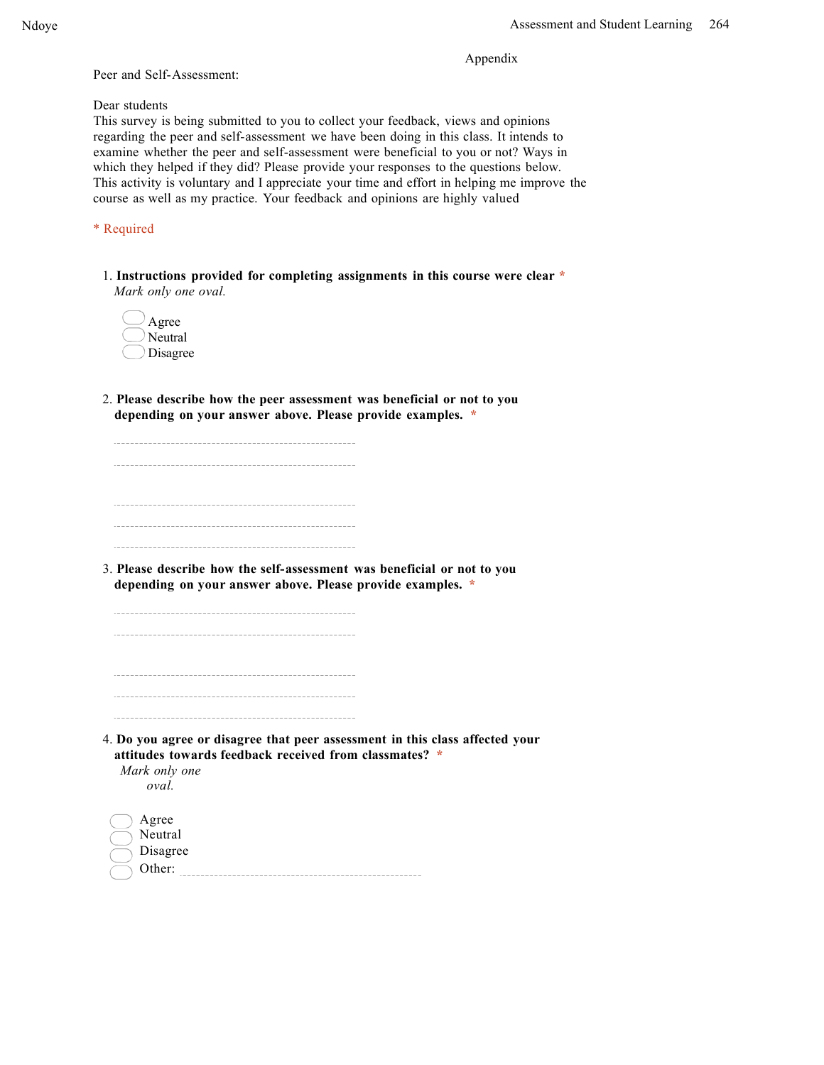Appendix

Peer and Self-Assessment:

Dear students
This survey is being submitted to you to collect your feedback, views and opinions regarding the peer and self-assessment we have been doing in this class. It intends to examine whether the peer and self-assessment were beneficial to you or not? Ways in which they helped if they did? Please provide your responses to the questions below. This activity is voluntary and I appreciate your time and effort in helping me improve the course as well as my practice. Your feedback and opinions are highly valued

* Required

1. **Instructions provided for completing assignments in this course were clear** *
   *Mark only one oval.*

   - Agree
   - Neutral
   - Disagree

2. **Please describe how the peer assessment was beneficial or not to you depending on your answer above. Please provide examples.** *

   ____________________________________________________

   ____________________________________________________

   ____________________________________________________

   ____________________________________________________

   ____________________________________________________

3. **Please describe how the self-assessment was beneficial or not to you depending on your answer above. Please provide examples.** *

   ____________________________________________________

   ____________________________________________________

   ____________________________________________________

   ____________________________________________________

   ____________________________________________________

4. **Do you agree or disagree that peer assessment in this class affected your attitudes towards feedback received from classmates?** *
   *Mark only one oval.*

   - Agree
   - Neutral
   - Disagree
   - Other: ____________________________________________________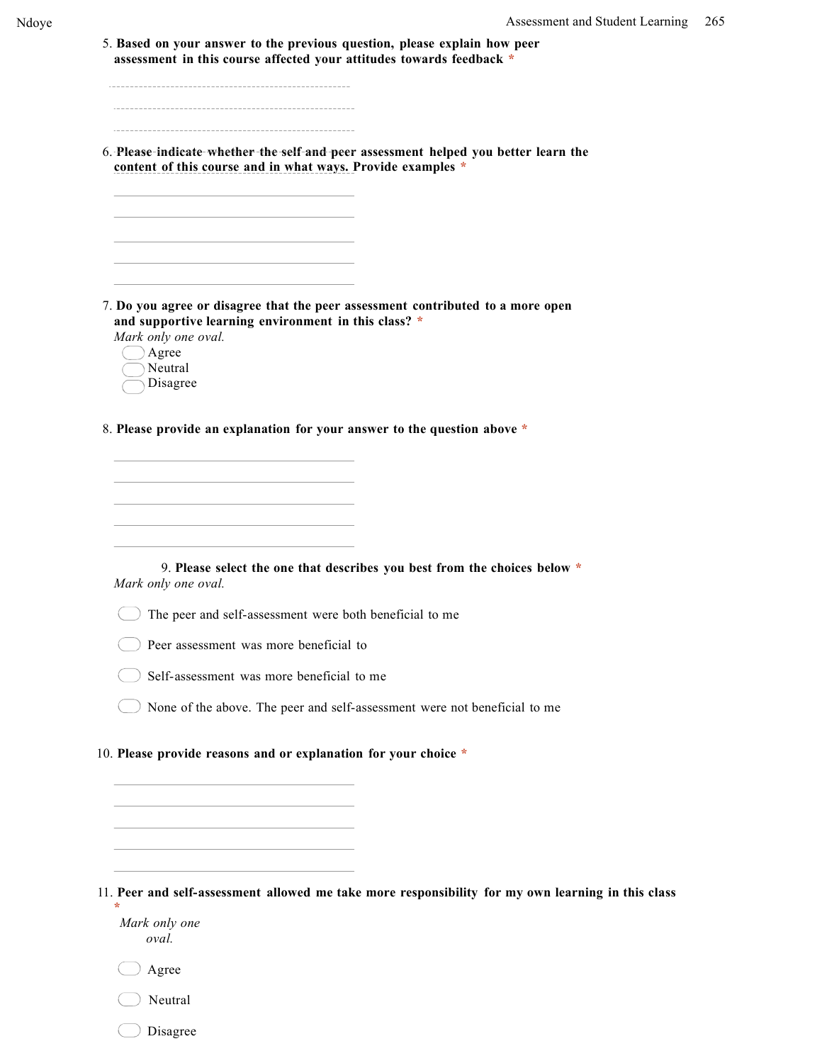5. **Based on your answer to the previous question, please explain how peer assessment in this course affected your attitudes towards feedback** *

6. **Please indicate whether the self and peer assessment helped you better learn the content of this course and in what ways. Provide examples** *

7. **Do you agree or disagree that the peer assessment contributed to a more open and supportive learning environment in this class?** *

   *Mark only one oval.*

   - Agree
   - Neutral
   - Disagree

8. **Please provide an explanation for your answer to the question above** *

9. **Please select the one that describes you best from the choices below** *

   *Mark only one oval.*

   - The peer and self-assessment were both beneficial to me
   - Peer assessment was more beneficial to
   - Self-assessment was more beneficial to me
   - None of the above. The peer and self-assessment were not beneficial to me

10. **Please provide reasons and or explanation for your choice** *

11. **Peer and self-assessment allowed me take more responsibility for my own learning in this class** *

    *Mark only one oval.*

    - Agree
    - Neutral
    - Disagree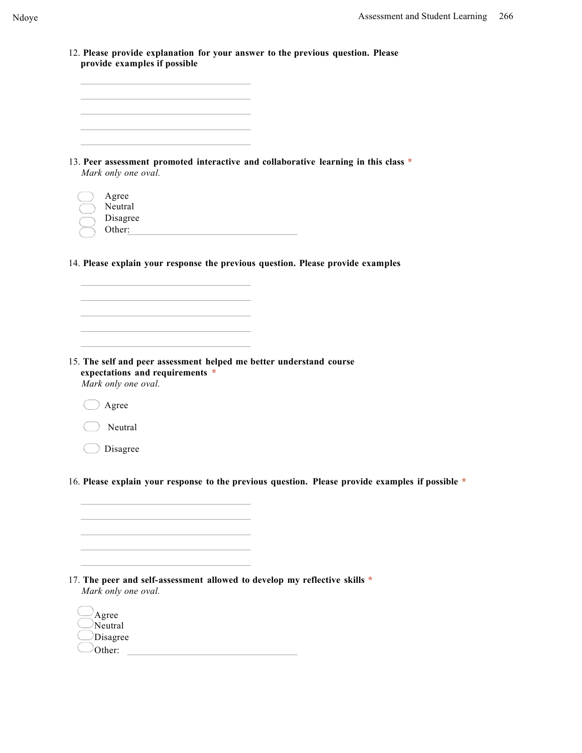12. **Please provide explanation for your answer to the previous question. Please provide examples if possible**

_______________________________
_______________________________
_______________________________
_______________________________
_______________________________

13. **Peer assessment promoted interactive and collaborative learning in this class** *
*Mark only one oval.*

- ◯ Agree
- ◯ Neutral
- ◯ Disagree
- ◯ Other: _______________________________

14. **Please explain your response the previous question. Please provide examples**

_______________________________
_______________________________
_______________________________
_______________________________
_______________________________

15. **The self and peer assessment helped me better understand course expectations and requirements** *
*Mark only one oval.*

- ◯ Agree
- ◯ Neutral
- ◯ Disagree

16. **Please explain your response to the previous question. Please provide examples if possible** *

_______________________________
_______________________________
_______________________________
_______________________________
_______________________________

17. **The peer and self-assessment allowed to develop my reflective skills** *
*Mark only one oval.*

- ◯ Agree
- ◯ Neutral
- ◯ Disagree
- ◯ Other: _______________________________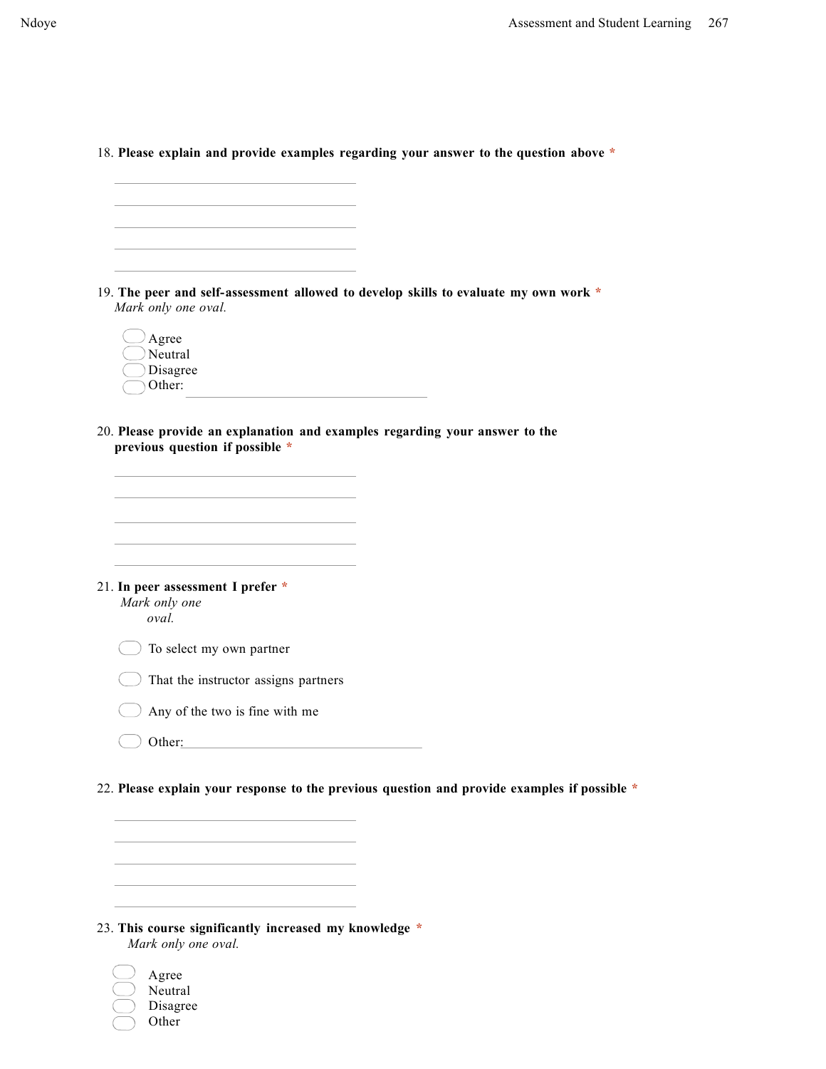18. **Please explain and provide examples regarding your answer to the question above** *

\_\_\_\_\_\_\_\_\_\_\_\_\_\_\_\_\_\_\_\_\_\_\_\_\_\_\_\_\_\_\_\_\_\_\_\_\_\_\_\_

\_\_\_\_\_\_\_\_\_\_\_\_\_\_\_\_\_\_\_\_\_\_\_\_\_\_\_\_\_\_\_\_\_\_\_\_\_\_\_\_

\_\_\_\_\_\_\_\_\_\_\_\_\_\_\_\_\_\_\_\_\_\_\_\_\_\_\_\_\_\_\_\_\_\_\_\_\_\_\_\_

\_\_\_\_\_\_\_\_\_\_\_\_\_\_\_\_\_\_\_\_\_\_\_\_\_\_\_\_\_\_\_\_\_\_\_\_\_\_\_\_

\_\_\_\_\_\_\_\_\_\_\_\_\_\_\_\_\_\_\_\_\_\_\_\_\_\_\_\_\_\_\_\_\_\_\_\_\_\_\_\_

19. **The peer and self-assessment allowed to develop skills to evaluate my own work** *
*Mark only one oval.*

- ◯ Agree
- ◯ Neutral
- ◯ Disagree
- ◯ Other: \_\_\_\_\_\_\_\_\_\_\_\_\_\_\_\_\_\_\_\_\_\_\_\_\_\_\_\_\_\_\_\_\_\_\_\_\_\_\_\_

20. **Please provide an explanation and examples regarding your answer to the previous question if possible** *

\_\_\_\_\_\_\_\_\_\_\_\_\_\_\_\_\_\_\_\_\_\_\_\_\_\_\_\_\_\_\_\_\_\_\_\_\_\_\_\_

\_\_\_\_\_\_\_\_\_\_\_\_\_\_\_\_\_\_\_\_\_\_\_\_\_\_\_\_\_\_\_\_\_\_\_\_\_\_\_\_

\_\_\_\_\_\_\_\_\_\_\_\_\_\_\_\_\_\_\_\_\_\_\_\_\_\_\_\_\_\_\_\_\_\_\_\_\_\_\_\_

\_\_\_\_\_\_\_\_\_\_\_\_\_\_\_\_\_\_\_\_\_\_\_\_\_\_\_\_\_\_\_\_\_\_\_\_\_\_\_\_

\_\_\_\_\_\_\_\_\_\_\_\_\_\_\_\_\_\_\_\_\_\_\_\_\_\_\_\_\_\_\_\_\_\_\_\_\_\_\_\_

21. **In peer assessment I prefer** *
*Mark only one oval.*

- ◯ To select my own partner
- ◯ That the instructor assigns partners
- ◯ Any of the two is fine with me
- ◯ Other: \_\_\_\_\_\_\_\_\_\_\_\_\_\_\_\_\_\_\_\_\_\_\_\_\_\_\_\_\_\_\_\_\_\_\_\_\_\_\_\_

22. **Please explain your response to the previous question and provide examples if possible** *

\_\_\_\_\_\_\_\_\_\_\_\_\_\_\_\_\_\_\_\_\_\_\_\_\_\_\_\_\_\_\_\_\_\_\_\_\_\_\_\_

\_\_\_\_\_\_\_\_\_\_\_\_\_\_\_\_\_\_\_\_\_\_\_\_\_\_\_\_\_\_\_\_\_\_\_\_\_\_\_\_

\_\_\_\_\_\_\_\_\_\_\_\_\_\_\_\_\_\_\_\_\_\_\_\_\_\_\_\_\_\_\_\_\_\_\_\_\_\_\_\_

\_\_\_\_\_\_\_\_\_\_\_\_\_\_\_\_\_\_\_\_\_\_\_\_\_\_\_\_\_\_\_\_\_\_\_\_\_\_\_\_

\_\_\_\_\_\_\_\_\_\_\_\_\_\_\_\_\_\_\_\_\_\_\_\_\_\_\_\_\_\_\_\_\_\_\_\_\_\_\_\_

23. **This course significantly increased my knowledge** *
*Mark only one oval.*

- ◯ Agree
- ◯ Neutral
- ◯ Disagree
- ◯ Other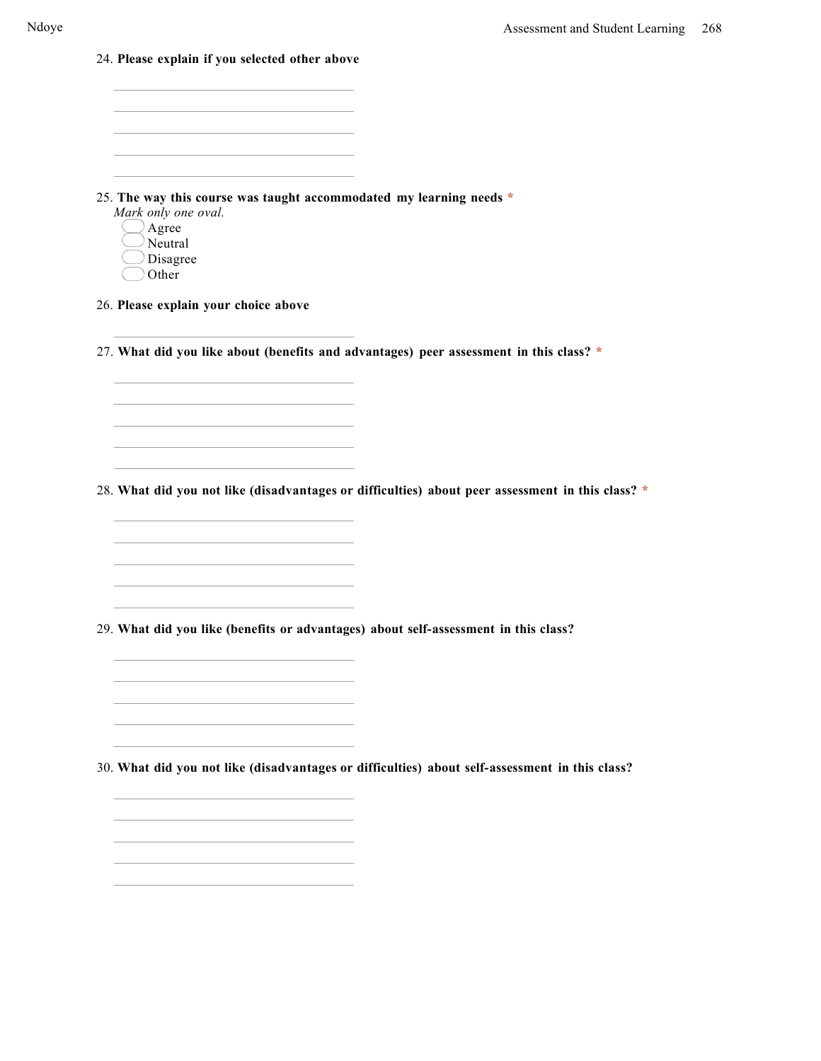24. **Please explain if you selected other above**

\_\_\_\_\_\_\_\_\_\_\_\_\_\_\_\_\_\_\_\_\_\_\_\_\_\_\_\_\_\_\_\_\_\_\_\_\_\_\_\_\_\_\_\_\_\_\_\_

\_\_\_\_\_\_\_\_\_\_\_\_\_\_\_\_\_\_\_\_\_\_\_\_\_\_\_\_\_\_\_\_\_\_\_\_\_\_\_\_\_\_\_\_\_\_\_\_

\_\_\_\_\_\_\_\_\_\_\_\_\_\_\_\_\_\_\_\_\_\_\_\_\_\_\_\_\_\_\_\_\_\_\_\_\_\_\_\_\_\_\_\_\_\_\_\_

\_\_\_\_\_\_\_\_\_\_\_\_\_\_\_\_\_\_\_\_\_\_\_\_\_\_\_\_\_\_\_\_\_\_\_\_\_\_\_\_\_\_\_\_\_\_\_\_

\_\_\_\_\_\_\_\_\_\_\_\_\_\_\_\_\_\_\_\_\_\_\_\_\_\_\_\_\_\_\_\_\_\_\_\_\_\_\_\_\_\_\_\_\_\_\_\_

25. **The way this course was taught accommodated my learning needs** *

*Mark only one oval.*

- ◯ Agree
- ◯ Neutral
- ◯ Disagree
- ◯ Other

26. **Please explain your choice above**

\_\_\_\_\_\_\_\_\_\_\_\_\_\_\_\_\_\_\_\_\_\_\_\_\_\_\_\_\_\_\_\_\_\_\_\_\_\_\_\_\_\_\_\_\_\_\_\_

27. **What did you like about (benefits and advantages) peer assessment in this class?** *

\_\_\_\_\_\_\_\_\_\_\_\_\_\_\_\_\_\_\_\_\_\_\_\_\_\_\_\_\_\_\_\_\_\_\_\_\_\_\_\_\_\_\_\_\_\_\_\_

\_\_\_\_\_\_\_\_\_\_\_\_\_\_\_\_\_\_\_\_\_\_\_\_\_\_\_\_\_\_\_\_\_\_\_\_\_\_\_\_\_\_\_\_\_\_\_\_

\_\_\_\_\_\_\_\_\_\_\_\_\_\_\_\_\_\_\_\_\_\_\_\_\_\_\_\_\_\_\_\_\_\_\_\_\_\_\_\_\_\_\_\_\_\_\_\_

\_\_\_\_\_\_\_\_\_\_\_\_\_\_\_\_\_\_\_\_\_\_\_\_\_\_\_\_\_\_\_\_\_\_\_\_\_\_\_\_\_\_\_\_\_\_\_\_

\_\_\_\_\_\_\_\_\_\_\_\_\_\_\_\_\_\_\_\_\_\_\_\_\_\_\_\_\_\_\_\_\_\_\_\_\_\_\_\_\_\_\_\_\_\_\_\_

28. **What did you not like (disadvantages or difficulties) about peer assessment in this class?** *

\_\_\_\_\_\_\_\_\_\_\_\_\_\_\_\_\_\_\_\_\_\_\_\_\_\_\_\_\_\_\_\_\_\_\_\_\_\_\_\_\_\_\_\_\_\_\_\_

\_\_\_\_\_\_\_\_\_\_\_\_\_\_\_\_\_\_\_\_\_\_\_\_\_\_\_\_\_\_\_\_\_\_\_\_\_\_\_\_\_\_\_\_\_\_\_\_

\_\_\_\_\_\_\_\_\_\_\_\_\_\_\_\_\_\_\_\_\_\_\_\_\_\_\_\_\_\_\_\_\_\_\_\_\_\_\_\_\_\_\_\_\_\_\_\_

\_\_\_\_\_\_\_\_\_\_\_\_\_\_\_\_\_\_\_\_\_\_\_\_\_\_\_\_\_\_\_\_\_\_\_\_\_\_\_\_\_\_\_\_\_\_\_\_

\_\_\_\_\_\_\_\_\_\_\_\_\_\_\_\_\_\_\_\_\_\_\_\_\_\_\_\_\_\_\_\_\_\_\_\_\_\_\_\_\_\_\_\_\_\_\_\_

29. **What did you like (benefits or advantages) about self-assessment in this class?**

\_\_\_\_\_\_\_\_\_\_\_\_\_\_\_\_\_\_\_\_\_\_\_\_\_\_\_\_\_\_\_\_\_\_\_\_\_\_\_\_\_\_\_\_\_\_\_\_

\_\_\_\_\_\_\_\_\_\_\_\_\_\_\_\_\_\_\_\_\_\_\_\_\_\_\_\_\_\_\_\_\_\_\_\_\_\_\_\_\_\_\_\_\_\_\_\_

\_\_\_\_\_\_\_\_\_\_\_\_\_\_\_\_\_\_\_\_\_\_\_\_\_\_\_\_\_\_\_\_\_\_\_\_\_\_\_\_\_\_\_\_\_\_\_\_

\_\_\_\_\_\_\_\_\_\_\_\_\_\_\_\_\_\_\_\_\_\_\_\_\_\_\_\_\_\_\_\_\_\_\_\_\_\_\_\_\_\_\_\_\_\_\_\_

\_\_\_\_\_\_\_\_\_\_\_\_\_\_\_\_\_\_\_\_\_\_\_\_\_\_\_\_\_\_\_\_\_\_\_\_\_\_\_\_\_\_\_\_\_\_\_\_

30. **What did you not like (disadvantages or difficulties) about self-assessment in this class?**

\_\_\_\_\_\_\_\_\_\_\_\_\_\_\_\_\_\_\_\_\_\_\_\_\_\_\_\_\_\_\_\_\_\_\_\_\_\_\_\_\_\_\_\_\_\_\_\_

\_\_\_\_\_\_\_\_\_\_\_\_\_\_\_\_\_\_\_\_\_\_\_\_\_\_\_\_\_\_\_\_\_\_\_\_\_\_\_\_\_\_\_\_\_\_\_\_

\_\_\_\_\_\_\_\_\_\_\_\_\_\_\_\_\_\_\_\_\_\_\_\_\_\_\_\_\_\_\_\_\_\_\_\_\_\_\_\_\_\_\_\_\_\_\_\_

\_\_\_\_\_\_\_\_\_\_\_\_\_\_\_\_\_\_\_\_\_\_\_\_\_\_\_\_\_\_\_\_\_\_\_\_\_\_\_\_\_\_\_\_\_\_\_\_

\_\_\_\_\_\_\_\_\_\_\_\_\_\_\_\_\_\_\_\_\_\_\_\_\_\_\_\_\_\_\_\_\_\_\_\_\_\_\_\_\_\_\_\_\_\_\_\_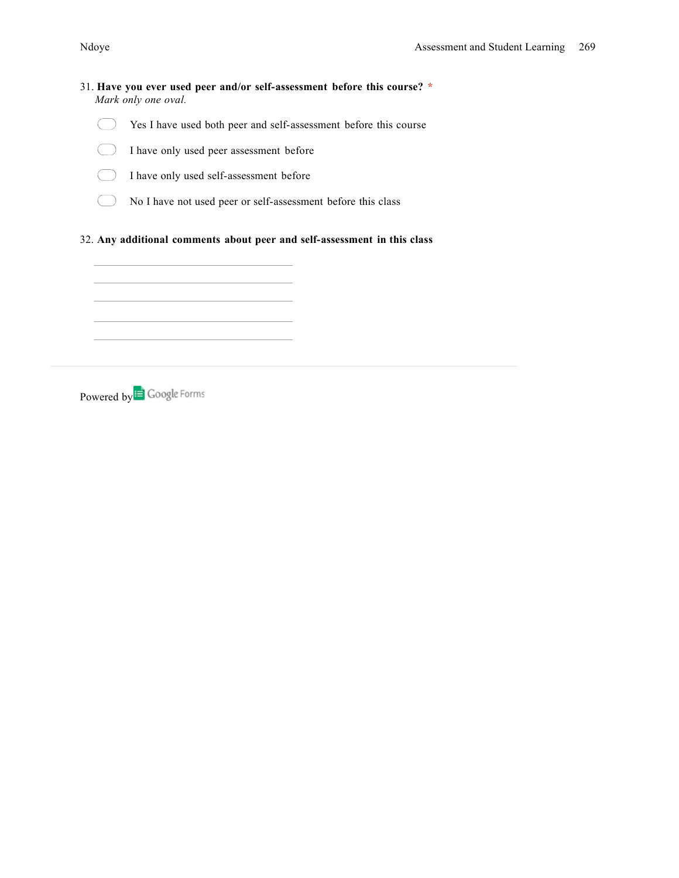31. **Have you ever used peer and/or self-assessment before this course?** *
*Mark only one oval.*

- ◯ Yes I have used both peer and self-assessment before this course
- ◯ I have only used peer assessment before
- ◯ I have only used self-assessment before
- ◯ No I have not used peer or self-assessment before this class

32. **Any additional comments about peer and self-assessment in this class**

_______________________________________

_______________________________________

_______________________________________

_______________________________________

_______________________________________

---

Powered by Google Forms